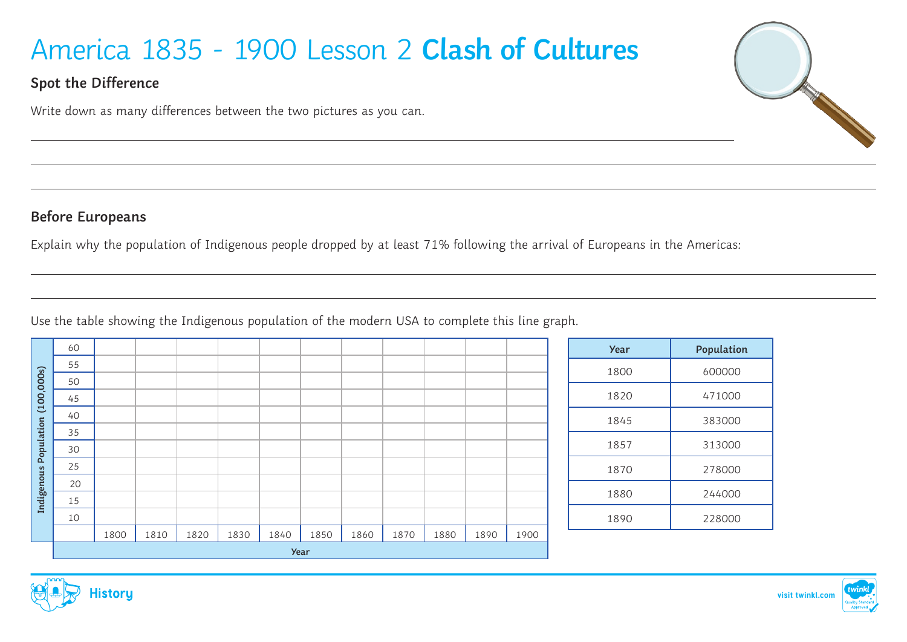# America 1835 - 1900 Lesson 2 **Clash of Cultures**

## Spot the Difference

Write down as many differences between the two pictures as you can.

## Before Europeans

Explain why the population of Indigenous people dropped by at least 71% following the arrival of Europeans in the Americas:

Use the table showing the Indigenous population of the modern USA to complete this line graph.

| Indigenous Population (100,000s) | | | | | | | | | | | |
|---|---|---|---|---|---|---|---|---|---|---|---|
| 60 | | | | | | | | | | | |
| 55 | | | | | | | | | | | |
| 50 | | | | | | | | | | | |
| 45 | | | | | | | | | | | |
| 40 | | | | | | | | | | | |
| 35 | | | | | | | | | | | |
| 30 | | | | | | | | | | | |
| 25 | | | | | | | | | | | |
| 20 | | | | | | | | | | | |
| 15 | | | | | | | | | | | |
| 10 | | | | | | | | | | | |
| | 1800 | 1810 | 1820 | 1830 | 1840 | 1850 | 1860 | 1870 | 1880 | 1890 | 1900 |
| | **Year** | | | | | | | | | | |

| Year | Population |
|---|---|
| 1800 | 600000 |
| 1820 | 471000 |
| 1845 | 383000 |
| 1857 | 313000 |
| 1870 | 278000 |
| 1880 | 244000 |
| 1890 | 228000 |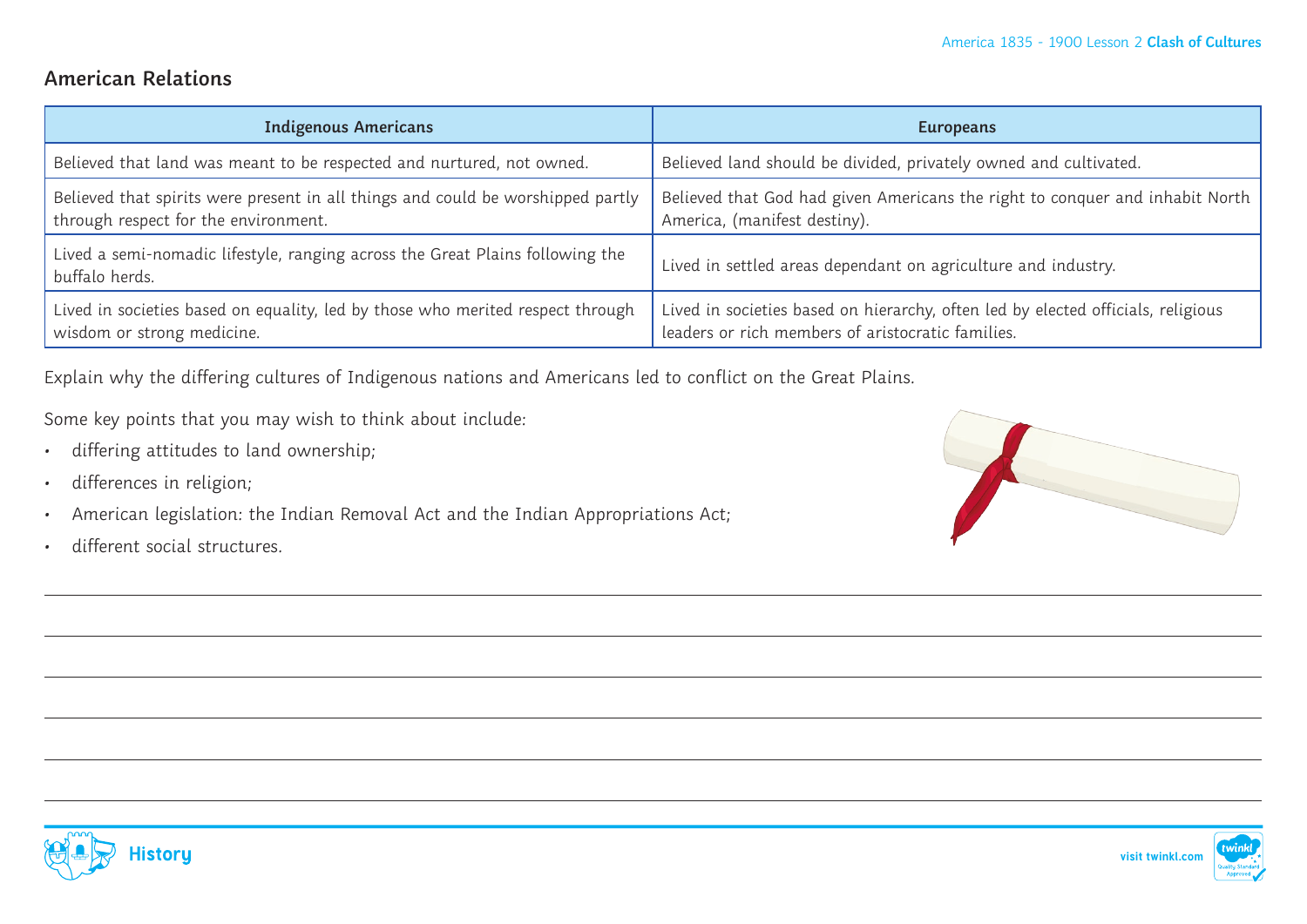## American Relations

| Indigenous Americans | Europeans |
| --- | --- |
| Believed that land was meant to be respected and nurtured, not owned. | Believed land should be divided, privately owned and cultivated. |
| Believed that spirits were present in all things and could be worshipped partly through respect for the environment. | Believed that God had given Americans the right to conquer and inhabit North America, (manifest destiny). |
| Lived a semi-nomadic lifestyle, ranging across the Great Plains following the buffalo herds. | Lived in settled areas dependant on agriculture and industry. |
| Lived in societies based on equality, led by those who merited respect through wisdom or strong medicine. | Lived in societies based on hierarchy, often led by elected officials, religious leaders or rich members of aristocratic families. |

Explain why the differing cultures of Indigenous nations and Americans led to conflict on the Great Plains.

Some key points that you may wish to think about include:

- differing attitudes to land ownership;
- differences in religion;
- American legislation: the Indian Removal Act and the Indian Appropriations Act;
- different social structures.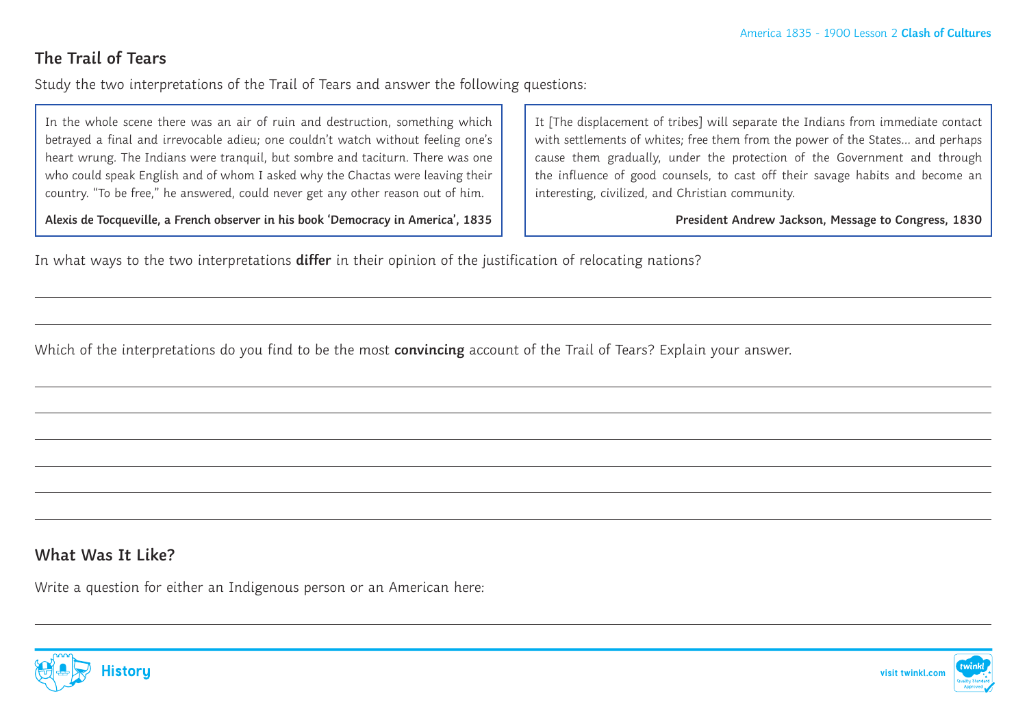## The Trail of Tears

Study the two interpretations of the Trail of Tears and answer the following questions:

> In the whole scene there was an air of ruin and destruction, something which betrayed a final and irrevocable adieu; one couldn't watch without feeling one's heart wrung. The Indians were tranquil, but sombre and taciturn. There was one who could speak English and of whom I asked why the Chactas were leaving their country. "To be free," he answered, could never get any other reason out of him.
>
> **Alexis de Tocqueville, a French observer in his book 'Democracy in America', 1835**

> It [The displacement of tribes] will separate the Indians from immediate contact with settlements of whites; free them from the power of the States… and perhaps cause them gradually, under the protection of the Government and through the influence of good counsels, to cast off their savage habits and become an interesting, civilized, and Christian community.
>
> **President Andrew Jackson, Message to Congress, 1830**

In what ways to the two interpretations **differ** in their opinion of the justification of relocating nations?

Which of the interpretations do you find to be the most **convincing** account of the Trail of Tears? Explain your answer.

## What Was It Like?

Write a question for either an Indigenous person or an American here: